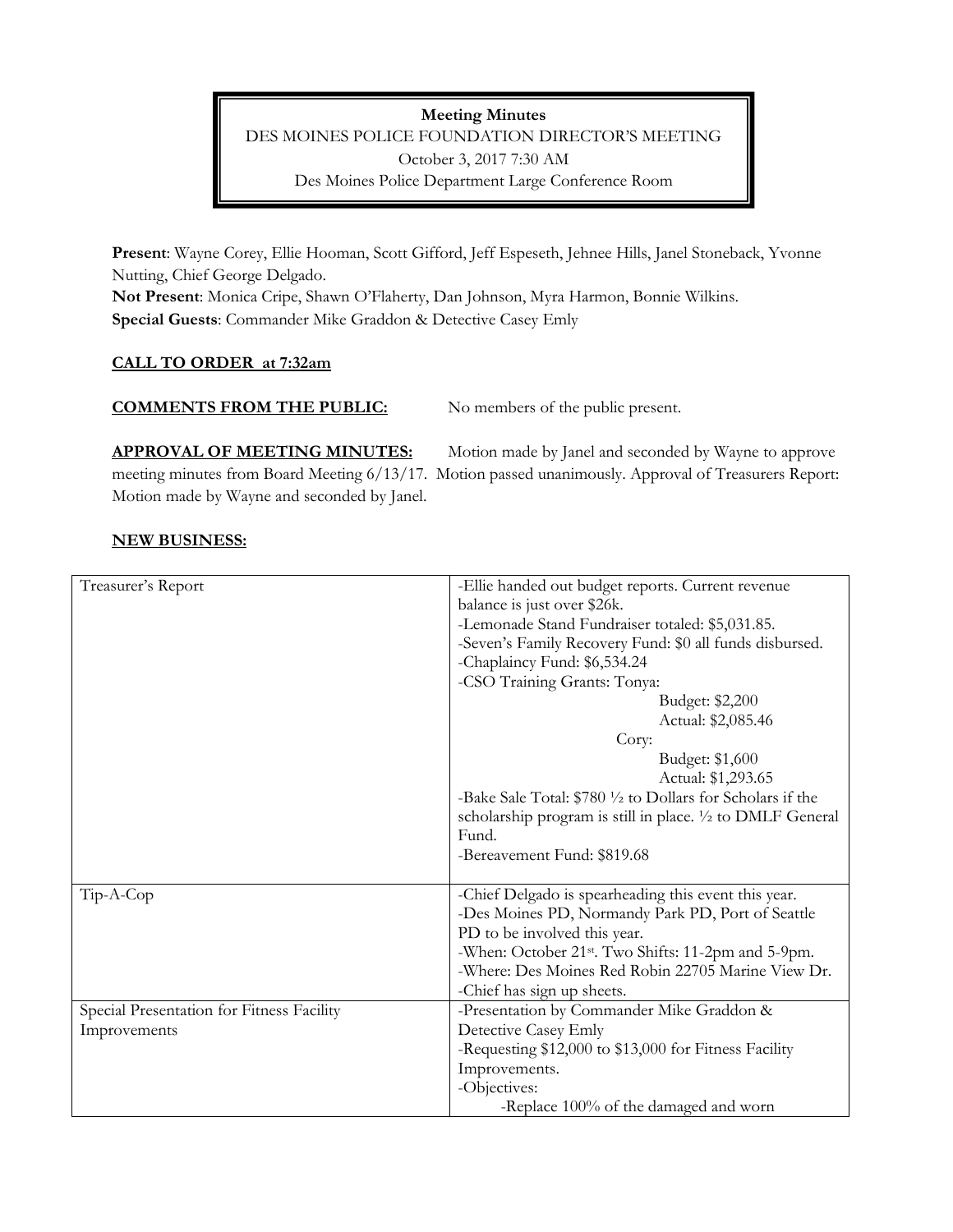**Meeting Minutes**
DES MOINES POLICE FOUNDATION DIRECTOR'S MEETING
October 3, 2017 7:30 AM
Des Moines Police Department Large Conference Room

**Present**: Wayne Corey, Ellie Hooman, Scott Gifford, Jeff Espeseth, Jehnee Hills, Janel Stoneback, Yvonne Nutting, Chief George Delgado.
**Not Present**: Monica Cripe, Shawn O'Flaherty, Dan Johnson, Myra Harmon, Bonnie Wilkins.
**Special Guests**: Commander Mike Graddon & Detective Casey Emly

**CALL TO ORDER at 7:32am**

**COMMENTS FROM THE PUBLIC:** No members of the public present.

**APPROVAL OF MEETING MINUTES:** Motion made by Janel and seconded by Wayne to approve meeting minutes from Board Meeting 6/13/17. Motion passed unanimously. Approval of Treasurers Report: Motion made by Wayne and seconded by Janel.

**NEW BUSINESS:**

| | |
|---|---|
| Treasurer's Report | -Ellie handed out budget reports. Current revenue balance is just over $26k.<br>-Lemonade Stand Fundraiser totaled: $5,031.85.<br>-Seven's Family Recovery Fund: $0 all funds disbursed.<br>-Chaplaincy Fund: $6,534.24<br>-CSO Training Grants: Tonya:<br>Budget: $2,200<br>Actual: $2,085.46<br>Cory:<br>Budget: $1,600<br>Actual: $1,293.65<br>-Bake Sale Total: $780 ½ to Dollars for Scholars if the scholarship program is still in place. ½ to DMLF General Fund.<br>-Bereavement Fund: $819.68 |
| Tip-A-Cop | -Chief Delgado is spearheading this event this year.<br>-Des Moines PD, Normandy Park PD, Port of Seattle PD to be involved this year.<br>-When: October 21st. Two Shifts: 11-2pm and 5-9pm.<br>-Where: Des Moines Red Robin 22705 Marine View Dr.<br>-Chief has sign up sheets. |
| Special Presentation for Fitness Facility Improvements | -Presentation by Commander Mike Graddon & Detective Casey Emly<br>-Requesting $12,000 to $13,000 for Fitness Facility Improvements.<br>-Objectives:<br>-Replace 100% of the damaged and worn |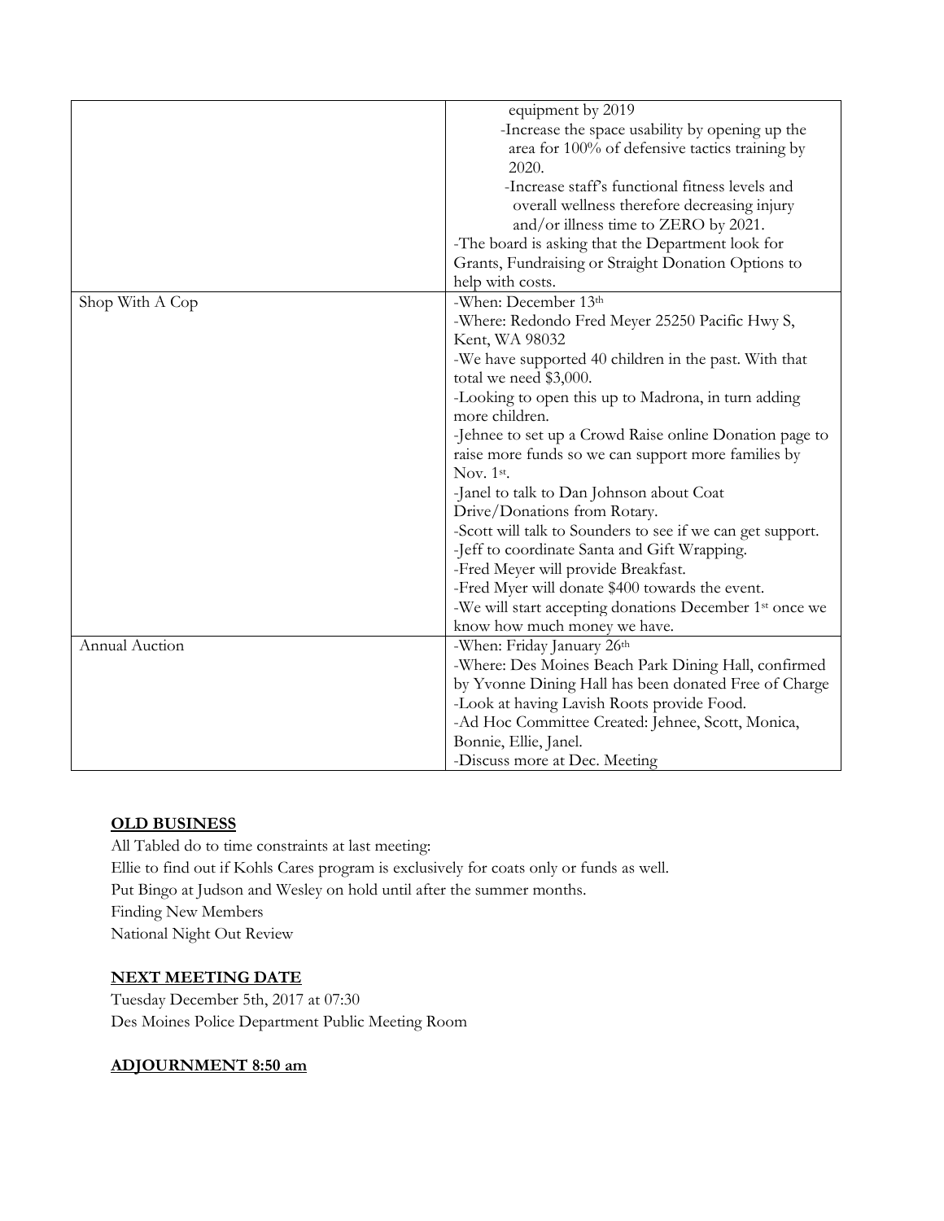| | |
|---|---|
| | equipment by 2019<br>-Increase the space usability by opening up the area for 100% of defensive tactics training by 2020.<br>-Increase staff's functional fitness levels and overall wellness therefore decreasing injury and/or illness time to ZERO by 2021.<br>-The board is asking that the Department look for Grants, Fundraising or Straight Donation Options to help with costs. |
| Shop With A Cop | -When: December 13th<br>-Where: Redondo Fred Meyer 25250 Pacific Hwy S, Kent, WA 98032<br>-We have supported 40 children in the past. With that total we need $3,000.<br>-Looking to open this up to Madrona, in turn adding more children.<br>-Jehnee to set up a Crowd Raise online Donation page to raise more funds so we can support more families by Nov. 1st.<br>-Janel to talk to Dan Johnson about Coat Drive/Donations from Rotary.<br>-Scott will talk to Sounders to see if we can get support.<br>-Jeff to coordinate Santa and Gift Wrapping.<br>-Fred Meyer will provide Breakfast.<br>-Fred Myer will donate $400 towards the event.<br>-We will start accepting donations December 1st once we know how much money we have. |
| Annual Auction | -When: Friday January 26th<br>-Where: Des Moines Beach Park Dining Hall, confirmed by Yvonne Dining Hall has been donated Free of Charge<br>-Look at having Lavish Roots provide Food.<br>-Ad Hoc Committee Created: Jehnee, Scott, Monica, Bonnie, Ellie, Janel.<br>-Discuss more at Dec. Meeting |

**OLD BUSINESS**

All Tabled do to time constraints at last meeting:
Ellie to find out if Kohls Cares program is exclusively for coats only or funds as well.
Put Bingo at Judson and Wesley on hold until after the summer months.
Finding New Members
National Night Out Review

**NEXT MEETING DATE**

Tuesday December 5th, 2017 at 07:30
Des Moines Police Department Public Meeting Room

**ADJOURNMENT 8:50 am**